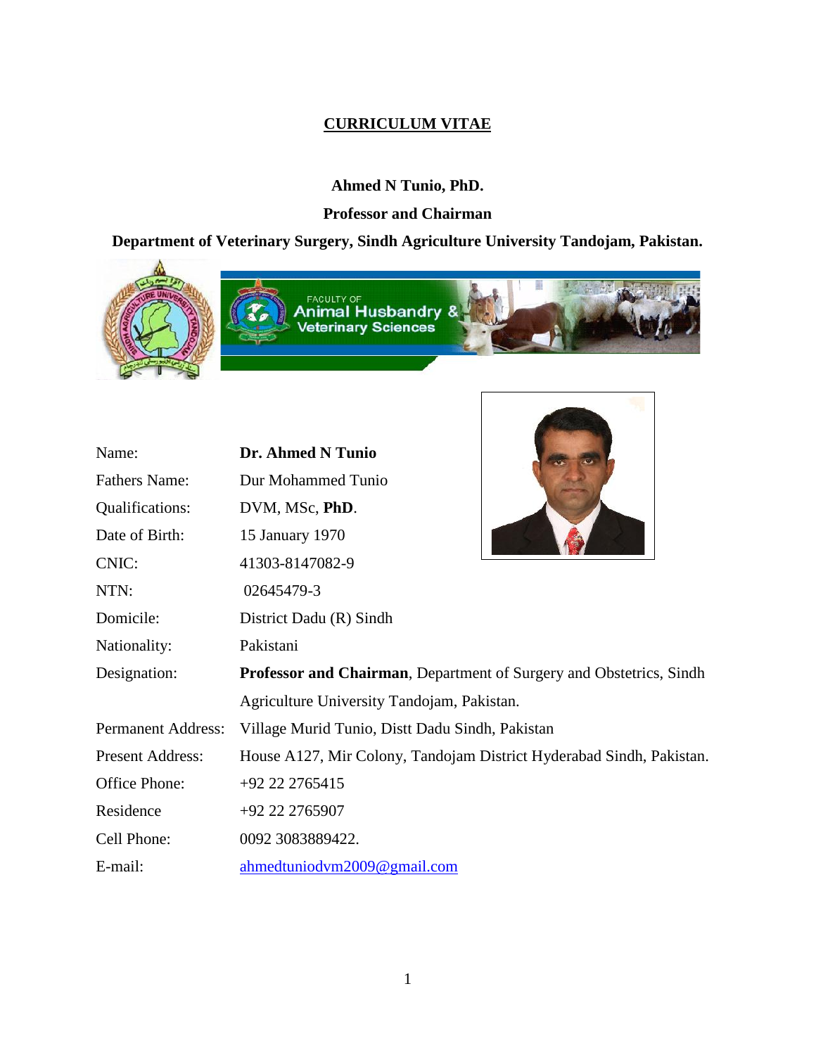# CURRICULUM VITAE

**Ahmed N Tunio, PhD.**

**Professor and Chairman**

**Department of Veterinary Surgery, Sindh Agriculture University Tandojam, Pakistan.**

| | |
|---|---|
| Name: | **Dr. Ahmed N Tunio** |
| Fathers Name: | Dur Mohammed Tunio |
| Qualifications: | DVM, MSc, **PhD**. |
| Date of Birth: | 15 January 1970 |
| CNIC: | 41303-8147082-9 |
| NTN: | 02645479-3 |
| Domicile: | District Dadu (R) Sindh |
| Nationality: | Pakistani |
| Designation: | **Professor and Chairman**, Department of Surgery and Obstetrics, Sindh Agriculture University Tandojam, Pakistan. |
| Permanent Address: | Village Murid Tunio, Distt Dadu Sindh, Pakistan |
| Present Address: | House A127, Mir Colony, Tandojam District Hyderabad Sindh, Pakistan. |
| Office Phone: | +92 22 2765415 |
| Residence | +92 22 2765907 |
| Cell Phone: | 0092 3083889422. |
| E-mail: | ahmedtuniodvm2009@gmail.com |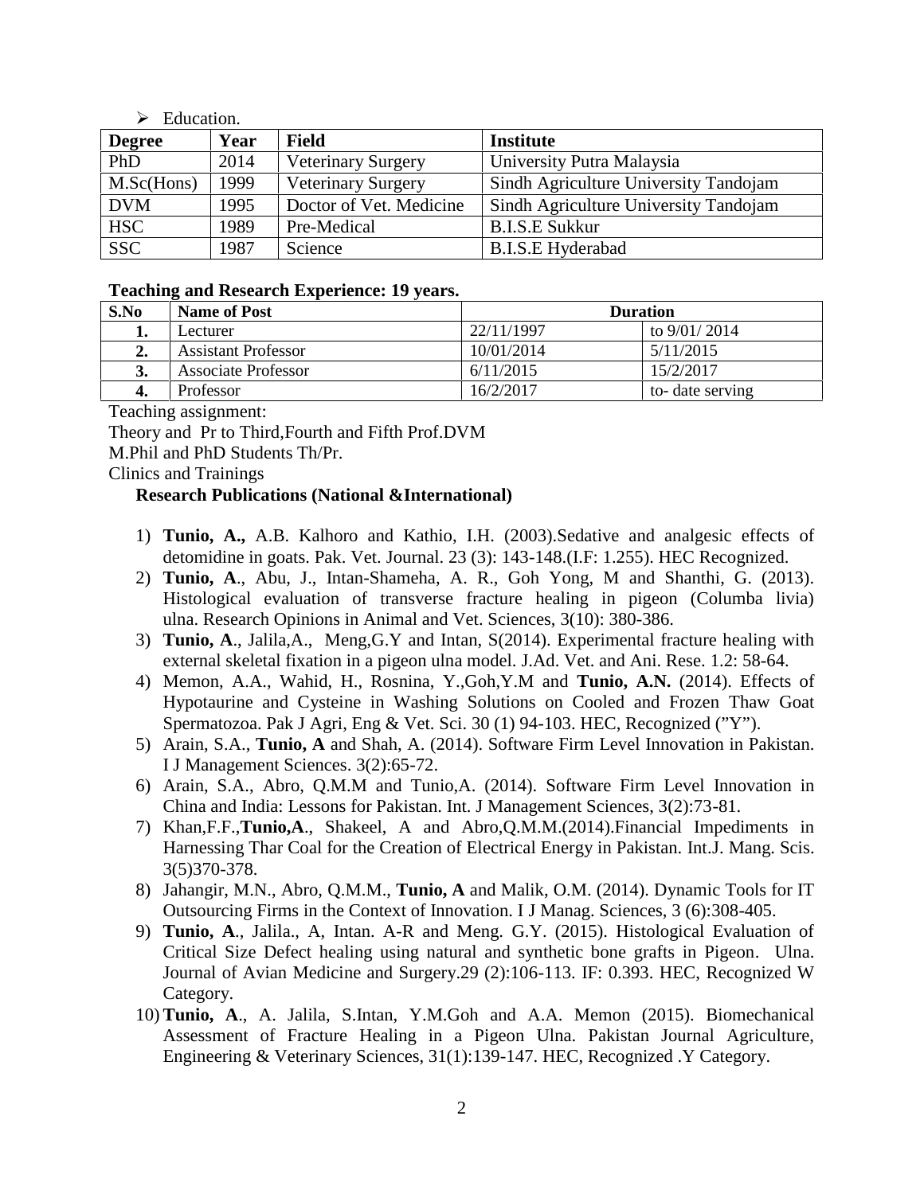- Education.

| Degree | Year | Field | Institute |
|---|---|---|---|
| PhD | 2014 | Veterinary Surgery | University Putra Malaysia |
| M.Sc(Hons) | 1999 | Veterinary Surgery | Sindh Agriculture University Tandojam |
| DVM | 1995 | Doctor of Vet. Medicine | Sindh Agriculture University Tandojam |
| HSC | 1989 | Pre-Medical | B.I.S.E Sukkur |
| SSC | 1987 | Science | B.I.S.E Hyderabad |

**Teaching and Research Experience: 19 years.**

| S.No | Name of Post | Duration | |
|---|---|---|---|
| **1.** | Lecturer | 22/11/1997 | to 9/01/ 2014 |
| **2.** | Assistant Professor | 10/01/2014 | 5/11/2015 |
| **3.** | Associate Professor | 6/11/2015 | 15/2/2017 |
| **4.** | Professor | 16/2/2017 | to- date serving |

Teaching assignment:

Theory and Pr to Third,Fourth and Fifth Prof.DVM

M.Phil and PhD Students Th/Pr.

Clinics and Trainings

**Research Publications (National &International)**

1) **Tunio, A.,** A.B. Kalhoro and Kathio, I.H. (2003).Sedative and analgesic effects of detomidine in goats. Pak. Vet. Journal. 23 (3): 143-148.(I.F: 1.255). HEC Recognized.
2) **Tunio, A**., Abu, J., Intan-Shameha, A. R., Goh Yong, M and Shanthi, G. (2013). Histological evaluation of transverse fracture healing in pigeon (Columba livia) ulna. Research Opinions in Animal and Vet. Sciences, 3(10): 380-386.
3) **Tunio, A**., Jalila,A., Meng,G.Y and Intan, S(2014). Experimental fracture healing with external skeletal fixation in a pigeon ulna model. J.Ad. Vet. and Ani. Rese. 1.2: 58-64.
4) Memon, A.A., Wahid, H., Rosnina, Y.,Goh,Y.M and **Tunio, A.N.** (2014). Effects of Hypotaurine and Cysteine in Washing Solutions on Cooled and Frozen Thaw Goat Spermatozoa. Pak J Agri, Eng & Vet. Sci. 30 (1) 94-103. HEC, Recognized (”Y”).
5) Arain, S.A., **Tunio, A** and Shah, A. (2014). Software Firm Level Innovation in Pakistan. I J Management Sciences. 3(2):65-72.
6) Arain, S.A., Abro, Q.M.M and Tunio,A. (2014). Software Firm Level Innovation in China and India: Lessons for Pakistan. Int. J Management Sciences, 3(2):73-81.
7) Khan,F.F.,**Tunio,A**., Shakeel, A and Abro,Q.M.M.(2014).Financial Impediments in Harnessing Thar Coal for the Creation of Electrical Energy in Pakistan. Int.J. Mang. Scis. 3(5)370-378.
8) Jahangir, M.N., Abro, Q.M.M., **Tunio, A** and Malik, O.M. (2014). Dynamic Tools for IT Outsourcing Firms in the Context of Innovation. I J Manag. Sciences, 3 (6):308-405.
9) **Tunio, A**., Jalila., A, Intan. A-R and Meng. G.Y. (2015). Histological Evaluation of Critical Size Defect healing using natural and synthetic bone grafts in Pigeon. Ulna. Journal of Avian Medicine and Surgery.29 (2):106-113. IF: 0.393. HEC, Recognized W Category.
10) **Tunio, A**., A. Jalila, S.Intan, Y.M.Goh and A.A. Memon (2015). Biomechanical Assessment of Fracture Healing in a Pigeon Ulna. Pakistan Journal Agriculture, Engineering & Veterinary Sciences, 31(1):139-147. HEC, Recognized .Y Category.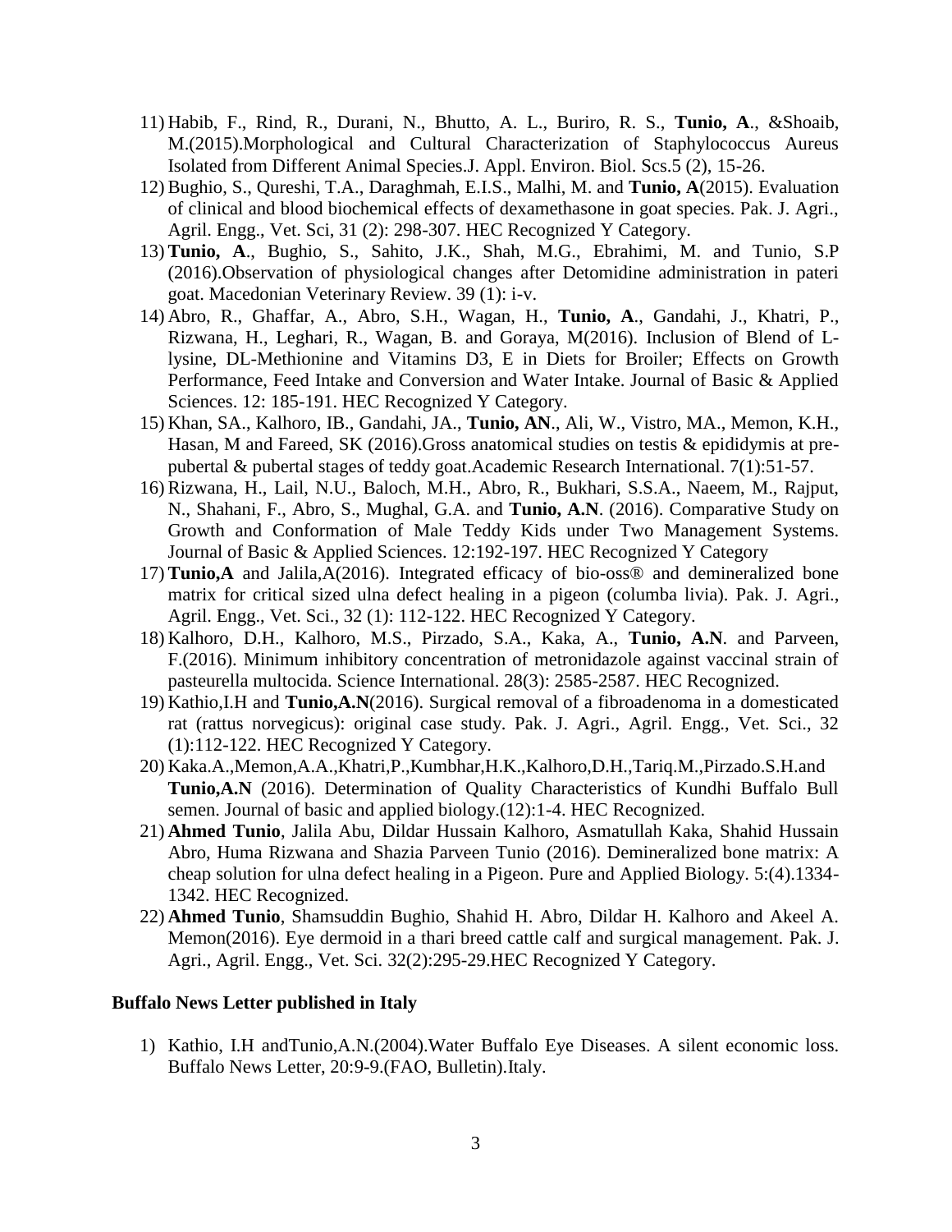11) Habib, F., Rind, R., Durani, N., Bhutto, A. L., Buriro, R. S., **Tunio, A**., &Shoaib, M.(2015).Morphological and Cultural Characterization of Staphylococcus Aureus Isolated from Different Animal Species.J. Appl. Environ. Biol. Scs.5 (2), 15-26.
12) Bughio, S., Qureshi, T.A., Daraghmah, E.I.S., Malhi, M. and **Tunio, A**(2015). Evaluation of clinical and blood biochemical effects of dexamethasone in goat species. Pak. J. Agri., Agril. Engg., Vet. Sci, 31 (2): 298-307. HEC Recognized Y Category.
13) **Tunio, A**., Bughio, S., Sahito, J.K., Shah, M.G., Ebrahimi, M. and Tunio, S.P (2016).Observation of physiological changes after Detomidine administration in pateri goat. Macedonian Veterinary Review. 39 (1): i-v.
14) Abro, R., Ghaffar, A., Abro, S.H., Wagan, H., **Tunio, A**., Gandahi, J., Khatri, P., Rizwana, H., Leghari, R., Wagan, B. and Goraya, M(2016). Inclusion of Blend of L-lysine, DL-Methionine and Vitamins D3, E in Diets for Broiler; Effects on Growth Performance, Feed Intake and Conversion and Water Intake. Journal of Basic & Applied Sciences. 12: 185-191. HEC Recognized Y Category.
15) Khan, SA., Kalhoro, IB., Gandahi, JA., **Tunio, AN**., Ali, W., Vistro, MA., Memon, K.H., Hasan, M and Fareed, SK (2016).Gross anatomical studies on testis & epididymis at pre-pubertal & pubertal stages of teddy goat.Academic Research International. 7(1):51-57.
16) Rizwana, H., Lail, N.U., Baloch, M.H., Abro, R., Bukhari, S.S.A., Naeem, M., Rajput, N., Shahani, F., Abro, S., Mughal, G.A. and **Tunio, A.N**. (2016). Comparative Study on Growth and Conformation of Male Teddy Kids under Two Management Systems. Journal of Basic & Applied Sciences. 12:192-197. HEC Recognized Y Category
17) **Tunio,A** and Jalila,A(2016). Integrated efficacy of bio-oss® and demineralized bone matrix for critical sized ulna defect healing in a pigeon (columba livia). Pak. J. Agri., Agril. Engg., Vet. Sci., 32 (1): 112-122. HEC Recognized Y Category.
18) Kalhoro, D.H., Kalhoro, M.S., Pirzado, S.A., Kaka, A., **Tunio, A.N**. and Parveen, F.(2016). Minimum inhibitory concentration of metronidazole against vaccinal strain of pasteurella multocida. Science International. 28(3): 2585-2587. HEC Recognized.
19) Kathio,I.H and **Tunio,A.N**(2016). Surgical removal of a fibroadenoma in a domesticated rat (rattus norvegicus): original case study. Pak. J. Agri., Agril. Engg., Vet. Sci., 32 (1):112-122. HEC Recognized Y Category.
20) Kaka.A.,Memon,A.A.,Khatri,P.,Kumbhar,H.K.,Kalhoro,D.H.,Tariq.M.,Pirzado.S.H.and **Tunio,A.N** (2016). Determination of Quality Characteristics of Kundhi Buffalo Bull semen. Journal of basic and applied biology.(12):1-4. HEC Recognized.
21) **Ahmed Tunio**, Jalila Abu, Dildar Hussain Kalhoro, Asmatullah Kaka, Shahid Hussain Abro, Huma Rizwana and Shazia Parveen Tunio (2016). Demineralized bone matrix: A cheap solution for ulna defect healing in a Pigeon. Pure and Applied Biology. 5:(4).1334-1342. HEC Recognized.
22) **Ahmed Tunio**, Shamsuddin Bughio, Shahid H. Abro, Dildar H. Kalhoro and Akeel A. Memon(2016). Eye dermoid in a thari breed cattle calf and surgical management. Pak. J. Agri., Agril. Engg., Vet. Sci. 32(2):295-29.HEC Recognized Y Category.

**Buffalo News Letter published in Italy**

1) Kathio, I.H andTunio,A.N.(2004).Water Buffalo Eye Diseases. A silent economic loss. Buffalo News Letter, 20:9-9.(FAO, Bulletin).Italy.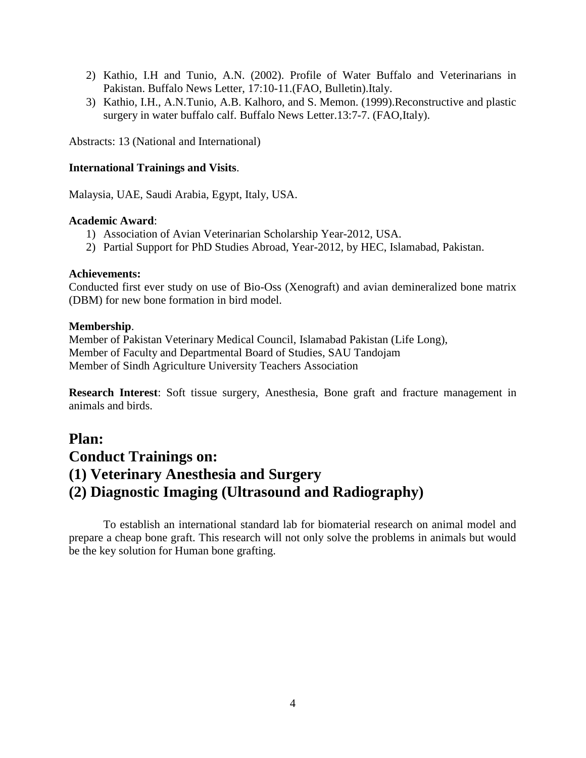2) Kathio, I.H and Tunio, A.N. (2002). Profile of Water Buffalo and Veterinarians in Pakistan. Buffalo News Letter, 17:10-11.(FAO, Bulletin).Italy.
3) Kathio, I.H., A.N.Tunio, A.B. Kalhoro, and S. Memon. (1999).Reconstructive and plastic surgery in water buffalo calf. Buffalo News Letter.13:7-7. (FAO,Italy).

Abstracts: 13 (National and International)

**International Trainings and Visits**.

Malaysia, UAE, Saudi Arabia, Egypt, Italy, USA.

**Academic Award**:

1) Association of Avian Veterinarian Scholarship Year-2012, USA.
2) Partial Support for PhD Studies Abroad, Year-2012, by HEC, Islamabad, Pakistan.

**Achievements:**

Conducted first ever study on use of Bio-Oss (Xenograft) and avian demineralized bone matrix (DBM) for new bone formation in bird model.

**Membership**.

Member of Pakistan Veterinary Medical Council, Islamabad Pakistan (Life Long),
Member of Faculty and Departmental Board of Studies, SAU Tandojam
Member of Sindh Agriculture University Teachers Association

**Research Interest**: Soft tissue surgery, Anesthesia, Bone graft and fracture management in animals and birds.

## Plan:
## Conduct Trainings on:
## (1) Veterinary Anesthesia and Surgery
## (2) Diagnostic Imaging (Ultrasound and Radiography)

To establish an international standard lab for biomaterial research on animal model and prepare a cheap bone graft. This research will not only solve the problems in animals but would be the key solution for Human bone grafting.